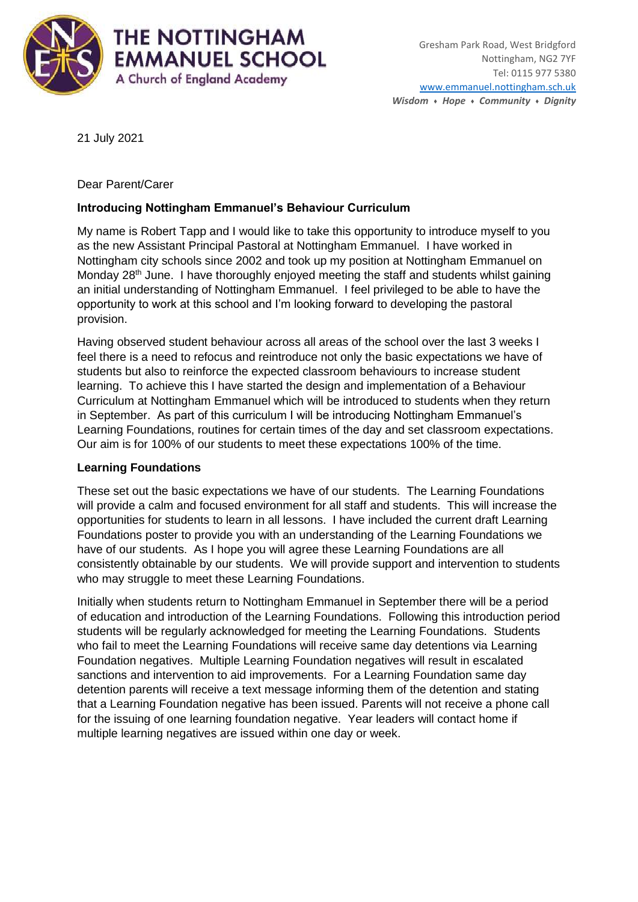# THE NOTTINGHAM EMMANUEL SCHOOL

A Church of England Academy

Gresham Park Road, West Bridgford
Nottingham, NG2 7YF
Tel: 0115 977 5380
www.emmanuel.nottingham.sch.uk
***Wisdom ♦ Hope ♦ Community ♦ Dignity***

21 July 2021

Dear Parent/Carer

**Introducing Nottingham Emmanuel's Behaviour Curriculum**

My name is Robert Tapp and I would like to take this opportunity to introduce myself to you as the new Assistant Principal Pastoral at Nottingham Emmanuel. I have worked in Nottingham city schools since 2002 and took up my position at Nottingham Emmanuel on Monday 28th June. I have thoroughly enjoyed meeting the staff and students whilst gaining an initial understanding of Nottingham Emmanuel. I feel privileged to be able to have the opportunity to work at this school and I'm looking forward to developing the pastoral provision.

Having observed student behaviour across all areas of the school over the last 3 weeks I feel there is a need to refocus and reintroduce not only the basic expectations we have of students but also to reinforce the expected classroom behaviours to increase student learning. To achieve this I have started the design and implementation of a Behaviour Curriculum at Nottingham Emmanuel which will be introduced to students when they return in September. As part of this curriculum I will be introducing Nottingham Emmanuel's Learning Foundations, routines for certain times of the day and set classroom expectations. Our aim is for 100% of our students to meet these expectations 100% of the time.

**Learning Foundations**

These set out the basic expectations we have of our students. The Learning Foundations will provide a calm and focused environment for all staff and students. This will increase the opportunities for students to learn in all lessons. I have included the current draft Learning Foundations poster to provide you with an understanding of the Learning Foundations we have of our students. As I hope you will agree these Learning Foundations are all consistently obtainable by our students. We will provide support and intervention to students who may struggle to meet these Learning Foundations.

Initially when students return to Nottingham Emmanuel in September there will be a period of education and introduction of the Learning Foundations. Following this introduction period students will be regularly acknowledged for meeting the Learning Foundations. Students who fail to meet the Learning Foundations will receive same day detentions via Learning Foundation negatives. Multiple Learning Foundation negatives will result in escalated sanctions and intervention to aid improvements. For a Learning Foundation same day detention parents will receive a text message informing them of the detention and stating that a Learning Foundation negative has been issued. Parents will not receive a phone call for the issuing of one learning foundation negative. Year leaders will contact home if multiple learning negatives are issued within one day or week.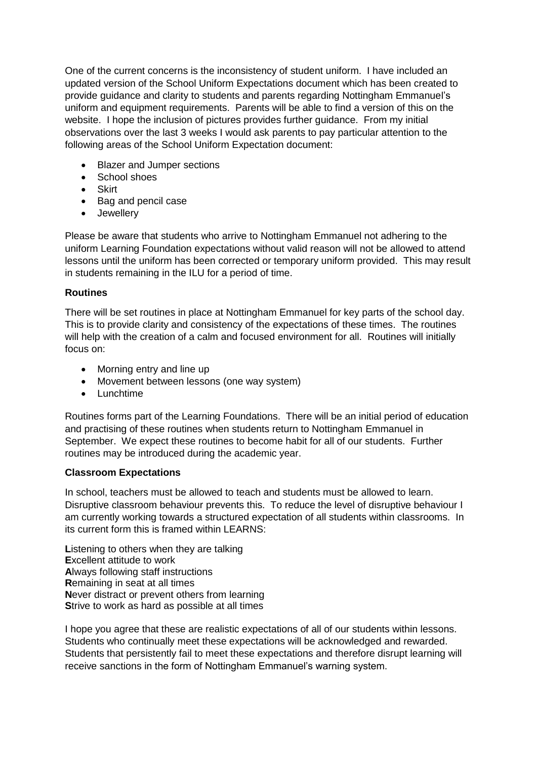One of the current concerns is the inconsistency of student uniform. I have included an updated version of the School Uniform Expectations document which has been created to provide guidance and clarity to students and parents regarding Nottingham Emmanuel's uniform and equipment requirements. Parents will be able to find a version of this on the website. I hope the inclusion of pictures provides further guidance. From my initial observations over the last 3 weeks I would ask parents to pay particular attention to the following areas of the School Uniform Expectation document:

- Blazer and Jumper sections
- School shoes
- Skirt
- Bag and pencil case
- Jewellery

Please be aware that students who arrive to Nottingham Emmanuel not adhering to the uniform Learning Foundation expectations without valid reason will not be allowed to attend lessons until the uniform has been corrected or temporary uniform provided. This may result in students remaining in the ILU for a period of time.

**Routines**

There will be set routines in place at Nottingham Emmanuel for key parts of the school day. This is to provide clarity and consistency of the expectations of these times. The routines will help with the creation of a calm and focused environment for all. Routines will initially focus on:

- Morning entry and line up
- Movement between lessons (one way system)
- Lunchtime

Routines forms part of the Learning Foundations. There will be an initial period of education and practising of these routines when students return to Nottingham Emmanuel in September. We expect these routines to become habit for all of our students. Further routines may be introduced during the academic year.

**Classroom Expectations**

In school, teachers must be allowed to teach and students must be allowed to learn. Disruptive classroom behaviour prevents this. To reduce the level of disruptive behaviour I am currently working towards a structured expectation of all students within classrooms. In its current form this is framed within LEARNS:

**L**istening to others when they are talking
**E**xcellent attitude to work
**A**lways following staff instructions
**R**emaining in seat at all times
**N**ever distract or prevent others from learning
**S**trive to work as hard as possible at all times

I hope you agree that these are realistic expectations of all of our students within lessons. Students who continually meet these expectations will be acknowledged and rewarded. Students that persistently fail to meet these expectations and therefore disrupt learning will receive sanctions in the form of Nottingham Emmanuel's warning system.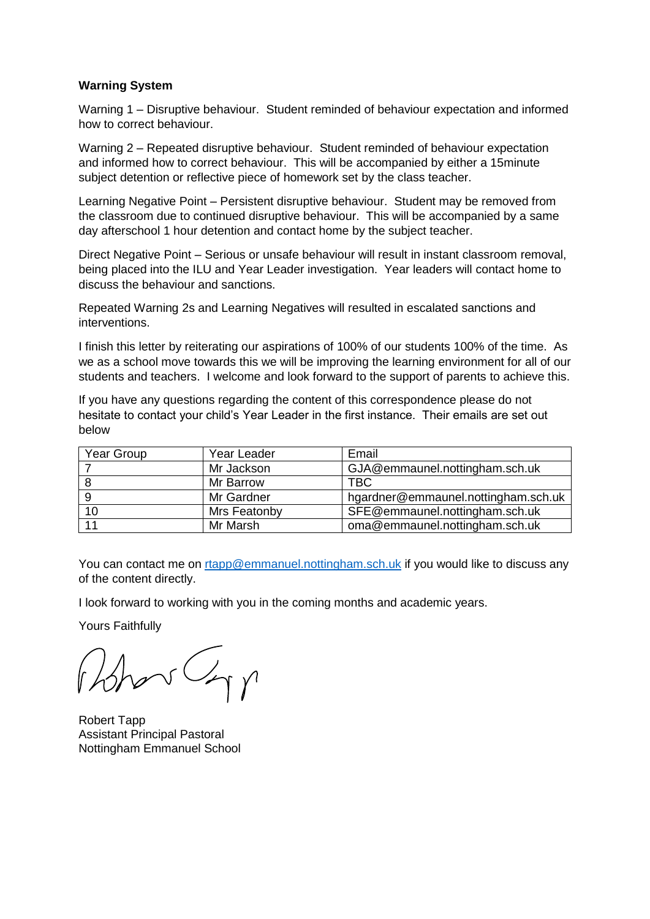**Warning System**

Warning 1 – Disruptive behaviour. Student reminded of behaviour expectation and informed how to correct behaviour.

Warning 2 – Repeated disruptive behaviour. Student reminded of behaviour expectation and informed how to correct behaviour. This will be accompanied by either a 15minute subject detention or reflective piece of homework set by the class teacher.

Learning Negative Point – Persistent disruptive behaviour. Student may be removed from the classroom due to continued disruptive behaviour. This will be accompanied by a same day afterschool 1 hour detention and contact home by the subject teacher.

Direct Negative Point – Serious or unsafe behaviour will result in instant classroom removal, being placed into the ILU and Year Leader investigation. Year leaders will contact home to discuss the behaviour and sanctions.

Repeated Warning 2s and Learning Negatives will resulted in escalated sanctions and interventions.

I finish this letter by reiterating our aspirations of 100% of our students 100% of the time. As we as a school move towards this we will be improving the learning environment for all of our students and teachers. I welcome and look forward to the support of parents to achieve this.

If you have any questions regarding the content of this correspondence please do not hesitate to contact your child's Year Leader in the first instance. Their emails are set out below

| Year Group | Year Leader | Email |
|---|---|---|
| 7 | Mr Jackson | GJA@emmaunel.nottingham.sch.uk |
| 8 | Mr Barrow | TBC |
| 9 | Mr Gardner | hgardner@emmaunel.nottingham.sch.uk |
| 10 | Mrs Featonby | SFE@emmaunel.nottingham.sch.uk |
| 11 | Mr Marsh | oma@emmaunel.nottingham.sch.uk |

You can contact me on rtapp@emmanuel.nottingham.sch.uk if you would like to discuss any of the content directly.

I look forward to working with you in the coming months and academic years.

Yours Faithfully

Robert Tapp
Assistant Principal Pastoral
Nottingham Emmanuel School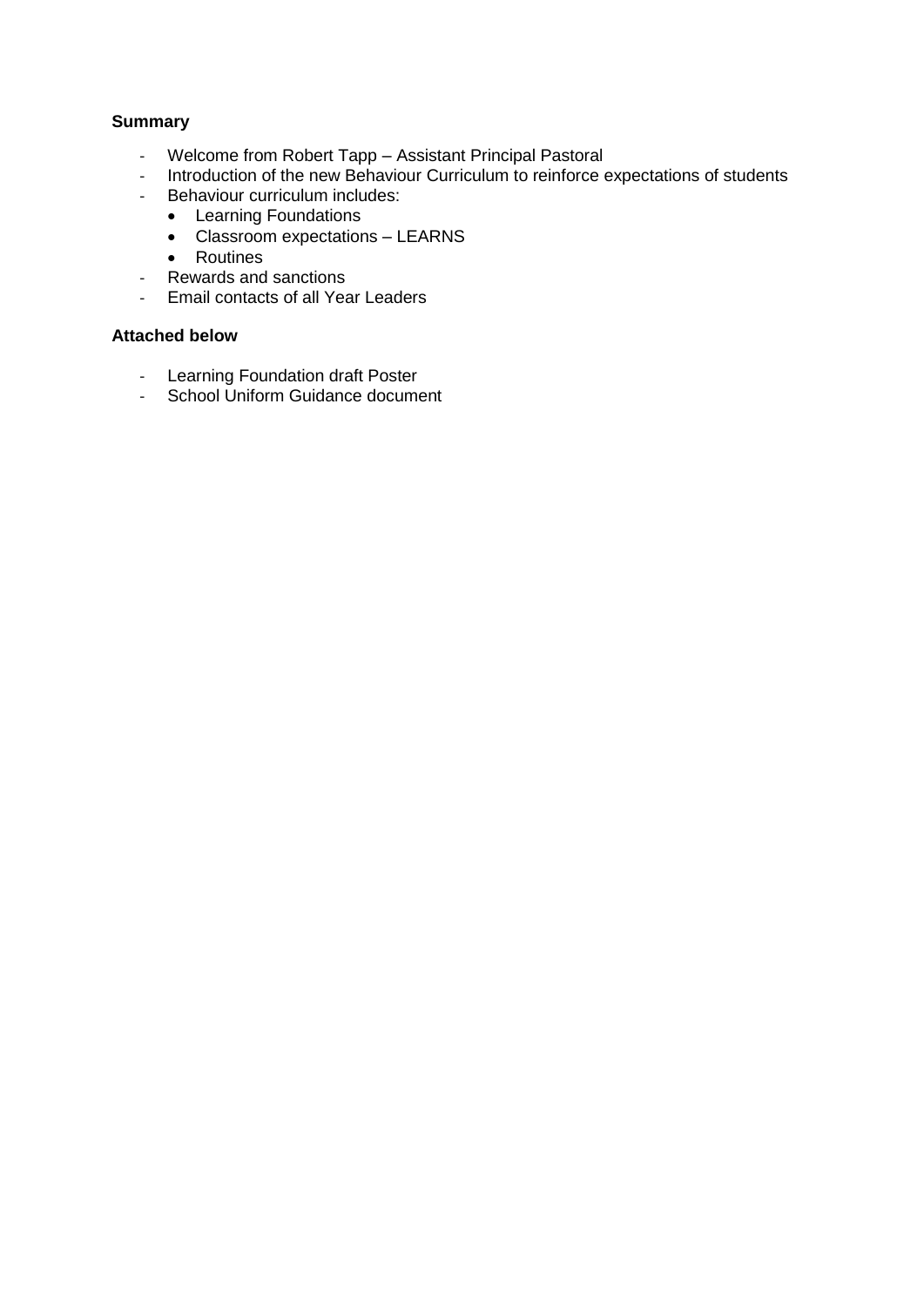**Summary**

- Welcome from Robert Tapp – Assistant Principal Pastoral
- Introduction of the new Behaviour Curriculum to reinforce expectations of students
- Behaviour curriculum includes:
  - Learning Foundations
  - Classroom expectations – LEARNS
  - Routines
- Rewards and sanctions
- Email contacts of all Year Leaders

**Attached below**

- Learning Foundation draft Poster
- School Uniform Guidance document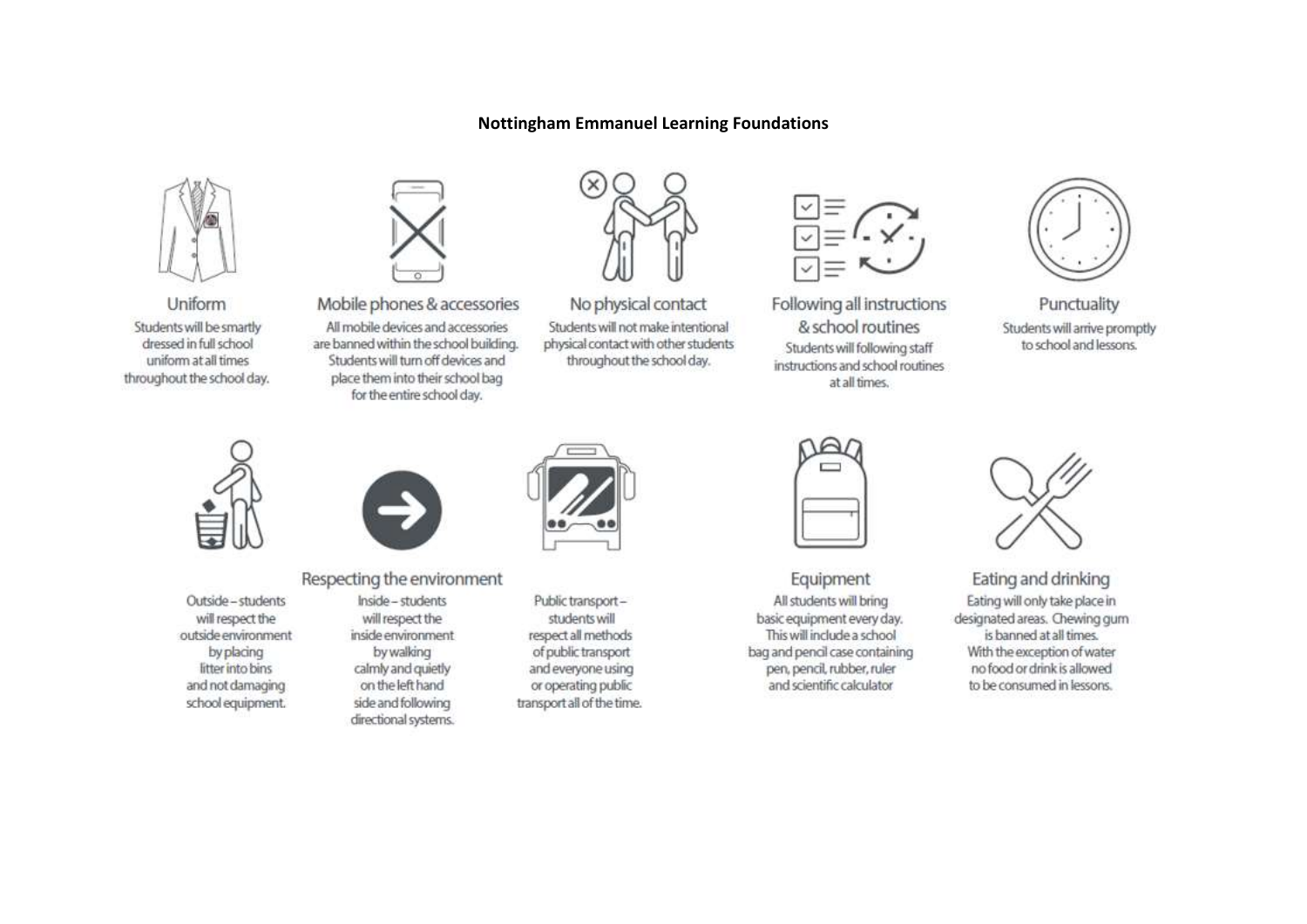**Nottingham Emmanuel Learning Foundations**

### Uniform

Students will be smartly dressed in full school uniform at all times throughout the school day.

### Mobile phones & accessories

All mobile devices and accessories are banned within the school building. Students will turn off devices and place them into their school bag for the entire school day.

### No physical contact

Students will not make intentional physical contact with other students throughout the school day.

### Following all instructions & school routines

Students will following staff instructions and school routines at all times.

### Punctuality

Students will arrive promptly to school and lessons.

### Respecting the environment

Outside – students will respect the outside environment by placing litter into bins and not damaging school equipment.

Inside – students will respect the inside environment by walking calmly and quietly on the left hand side and following directional systems.

Public transport – students will respect all methods of public transport and everyone using or operating public transport all of the time.

### Equipment

All students will bring basic equipment every day. This will include a school bag and pencil case containing pen, pencil, rubber, ruler and scientific calculator

### Eating and drinking

Eating will only take place in designated areas. Chewing gum is banned at all times. With the exception of water no food or drink is allowed to be consumed in lessons.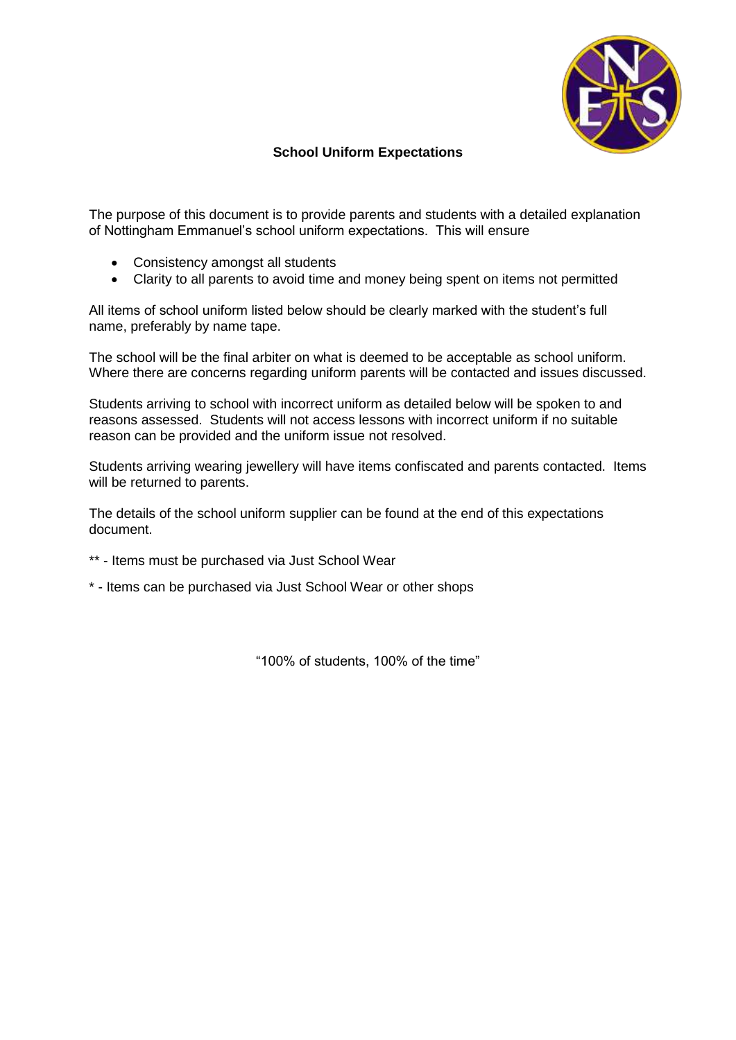## School Uniform Expectations

The purpose of this document is to provide parents and students with a detailed explanation of Nottingham Emmanuel's school uniform expectations. This will ensure

- Consistency amongst all students
- Clarity to all parents to avoid time and money being spent on items not permitted

All items of school uniform listed below should be clearly marked with the student's full name, preferably by name tape.

The school will be the final arbiter on what is deemed to be acceptable as school uniform. Where there are concerns regarding uniform parents will be contacted and issues discussed.

Students arriving to school with incorrect uniform as detailed below will be spoken to and reasons assessed. Students will not access lessons with incorrect uniform if no suitable reason can be provided and the uniform issue not resolved.

Students arriving wearing jewellery will have items confiscated and parents contacted. Items will be returned to parents.

The details of the school uniform supplier can be found at the end of this expectations document.

** - Items must be purchased via Just School Wear

* - Items can be purchased via Just School Wear or other shops

"100% of students, 100% of the time"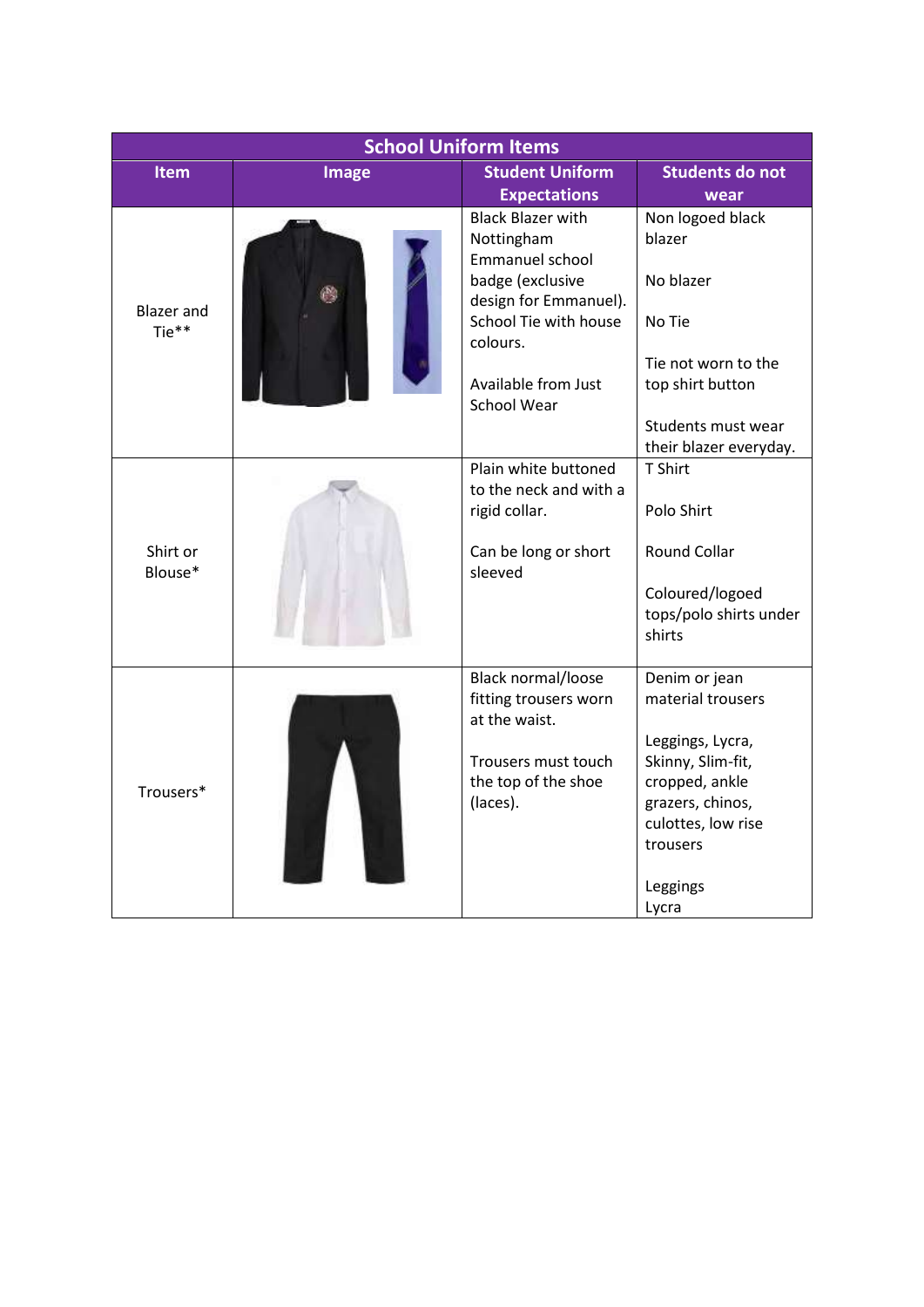| School Uniform Items | | | |
|---|---|---|---|
| **Item** | **Image** | **Student Uniform Expectations** | **Students do not wear** |
| Blazer and Tie** | | Black Blazer with Nottingham Emmanuel school badge (exclusive design for Emmanuel). School Tie with house colours.<br><br>Available from Just School Wear | Non logoed black blazer<br><br>No blazer<br><br>No Tie<br><br>Tie not worn to the top shirt button<br><br>Students must wear their blazer everyday. |
| Shirt or Blouse* | | Plain white buttoned to the neck and with a rigid collar.<br><br>Can be long or short sleeved | T Shirt<br><br>Polo Shirt<br><br>Round Collar<br><br>Coloured/logoed tops/polo shirts under shirts |
| Trousers* | | Black normal/loose fitting trousers worn at the waist.<br><br>Trousers must touch the top of the shoe (laces). | Denim or jean material trousers<br><br>Leggings, Lycra, Skinny, Slim-fit, cropped, ankle grazers, chinos, culottes, low rise trousers<br><br>Leggings<br>Lycra |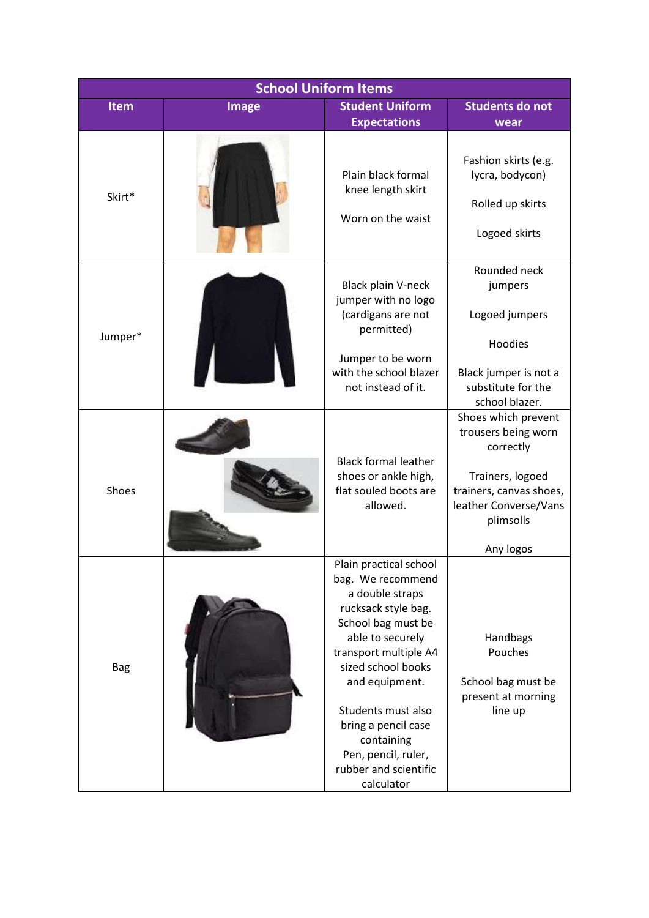| School Uniform Items | | | |
|---|---|---|---|
| **Item** | **Image** | **Student Uniform Expectations** | **Students do not wear** |
| Skirt* | | Plain black formal knee length skirt<br><br>Worn on the waist | Fashion skirts (e.g. lycra, bodycon)<br><br>Rolled up skirts<br><br>Logoed skirts |
| Jumper* | | Black plain V-neck jumper with no logo (cardigans are not permitted)<br><br>Jumper to be worn with the school blazer not instead of it. | Rounded neck jumpers<br><br>Logoed jumpers<br><br>Hoodies<br><br>Black jumper is not a substitute for the school blazer. |
| Shoes | | Black formal leather shoes or ankle high, flat souled boots are allowed. | Shoes which prevent trousers being worn correctly<br><br>Trainers, logoed trainers, canvas shoes, leather Converse/Vans plimsolls<br><br>Any logos |
| Bag | | Plain practical school bag. We recommend a double straps rucksack style bag. School bag must be able to securely transport multiple A4 sized school books and equipment.<br><br>Students must also bring a pencil case containing Pen, pencil, ruler, rubber and scientific calculator | Handbags<br>Pouches<br><br>School bag must be present at morning line up |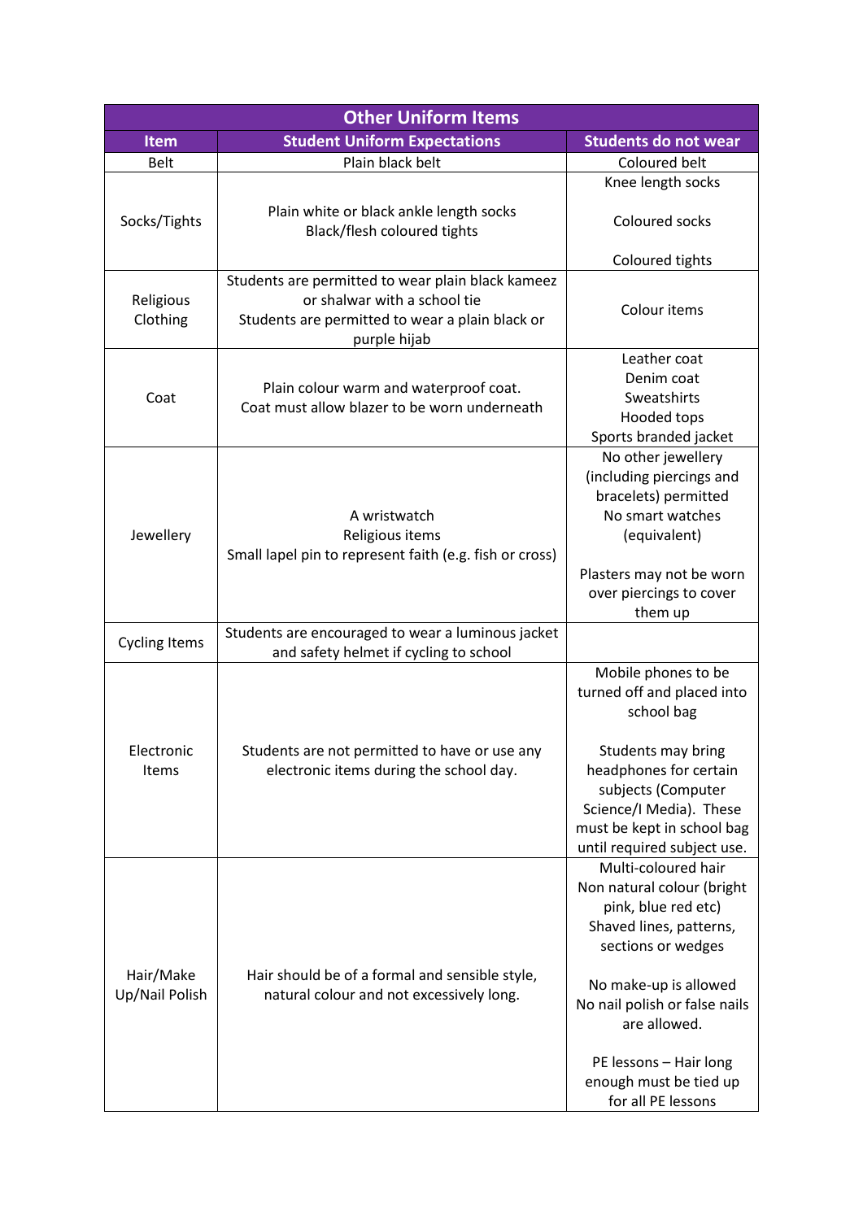| Other Uniform Items | | |
|---|---|---|
| **Item** | **Student Uniform Expectations** | **Students do not wear** |
| Belt | Plain black belt | Coloured belt |
| Socks/Tights | Plain white or black ankle length socks<br>Black/flesh coloured tights | Knee length socks<br><br>Coloured socks<br><br>Coloured tights |
| Religious Clothing | Students are permitted to wear plain black kameez or shalwar with a school tie<br>Students are permitted to wear a plain black or purple hijab | Colour items |
| Coat | Plain colour warm and waterproof coat.<br>Coat must allow blazer to be worn underneath | Leather coat<br>Denim coat<br>Sweatshirts<br>Hooded tops<br>Sports branded jacket |
| Jewellery | A wristwatch<br>Religious items<br>Small lapel pin to represent faith (e.g. fish or cross) | No other jewellery (including piercings and bracelets) permitted<br>No smart watches (equivalent)<br><br>Plasters may not be worn over piercings to cover them up |
| Cycling Items | Students are encouraged to wear a luminous jacket and safety helmet if cycling to school | |
| Electronic Items | Students are not permitted to have or use any electronic items during the school day. | Mobile phones to be turned off and placed into school bag<br><br>Students may bring headphones for certain subjects (Computer Science/I Media). These must be kept in school bag until required subject use. |
| Hair/Make Up/Nail Polish | Hair should be of a formal and sensible style, natural colour and not excessively long. | Multi-coloured hair<br>Non natural colour (bright pink, blue red etc)<br>Shaved lines, patterns, sections or wedges<br><br>No make-up is allowed<br>No nail polish or false nails are allowed.<br><br>PE lessons – Hair long enough must be tied up for all PE lessons |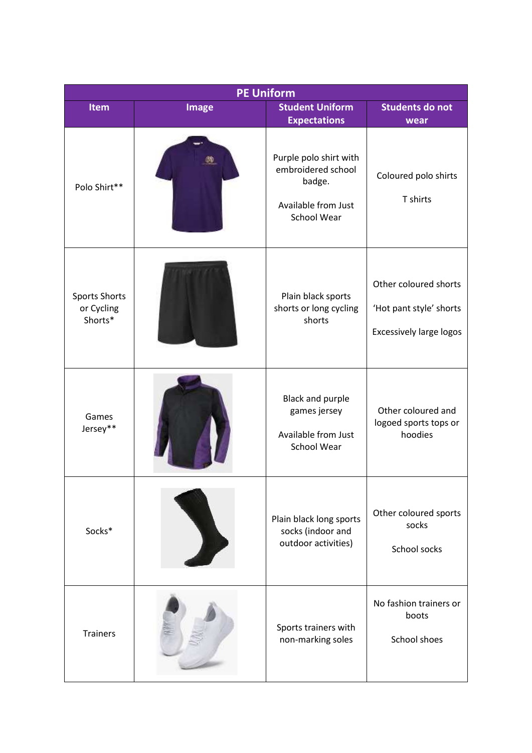| PE Uniform | | | |
|---|---|---|---|
| **Item** | **Image** | **Student Uniform Expectations** | **Students do not wear** |
| Polo Shirt** | | Purple polo shirt with embroidered school badge.<br><br>Available from Just School Wear | Coloured polo shirts<br><br>T shirts |
| Sports Shorts or Cycling Shorts* | | Plain black sports shorts or long cycling shorts | Other coloured shorts<br><br>'Hot pant style' shorts<br><br>Excessively large logos |
| Games Jersey** | | Black and purple games jersey<br><br>Available from Just School Wear | Other coloured and logoed sports tops or hoodies |
| Socks* | | Plain black long sports socks (indoor and outdoor activities) | Other coloured sports socks<br><br>School socks |
| Trainers | | Sports trainers with non-marking soles | No fashion trainers or boots<br><br>School shoes |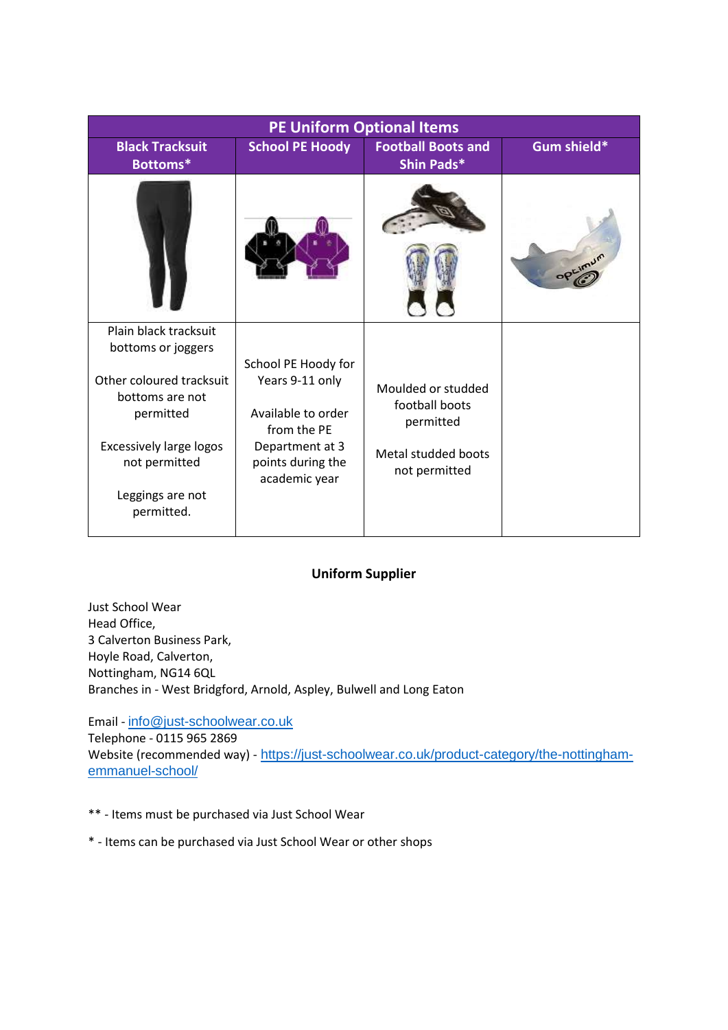| PE Uniform Optional Items | | | |
|---|---|---|---|
| **Black Tracksuit Bottoms*** | **School PE Hoody** | **Football Boots and Shin Pads*** | **Gum shield*** |
| | | | |
| Plain black tracksuit bottoms or joggers<br><br>Other coloured tracksuit bottoms are not permitted<br><br>Excessively large logos not permitted<br><br>Leggings are not permitted. | School PE Hoody for Years 9-11 only<br><br>Available to order from the PE Department at 3 points during the academic year | Moulded or studded football boots permitted<br><br>Metal studded boots not permitted | |

**Uniform Supplier**

Just School Wear
Head Office,
3 Calverton Business Park,
Hoyle Road, Calverton,
Nottingham, NG14 6QL
Branches in - West Bridgford, Arnold, Aspley, Bulwell and Long Eaton

Email - info@just-schoolwear.co.uk
Telephone - 0115 965 2869
Website (recommended way) - https://just-schoolwear.co.uk/product-category/the-nottingham-emmanuel-school/

** - Items must be purchased via Just School Wear

* - Items can be purchased via Just School Wear or other shops